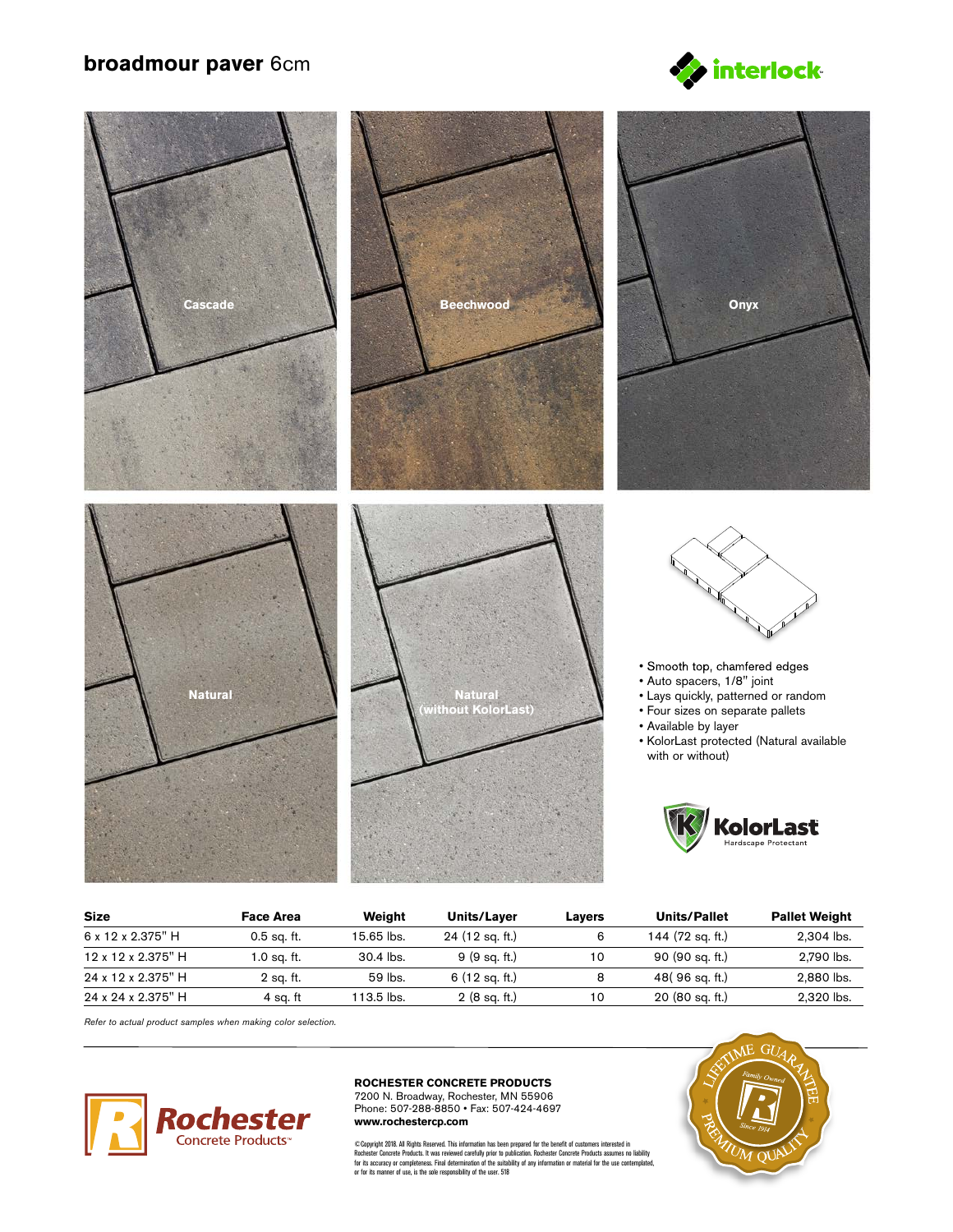# broadmour paver 6cm

interlock

Cascade

Beechwood

Onyx

Natural

Natural (without KolorLast)

- Smooth top, chamfered edges
- Auto spacers, 1/8" joint
- Lays quickly, patterned or random
- Four sizes on separate pallets
- Available by layer
- KolorLast protected (Natural available with or without)

KolorLast Hardscape Protectant

| Size | Face Area | Weight | Units/Layer | Layers | Units/Pallet | Pallet Weight |
|---|---|---|---|---|---|---|
| 6 x 12 x 2.375" H | 0.5 sq. ft. | 15.65 lbs. | 24 (12 sq. ft.) | 6 | 144 (72 sq. ft.) | 2,304 lbs. |
| 12 x 12 x 2.375" H | 1.0 sq. ft. | 30.4 lbs. | 9 (9 sq. ft.) | 10 | 90 (90 sq. ft.) | 2,790 lbs. |
| 24 x 12 x 2.375" H | 2 sq. ft. | 59 lbs. | 6 (12 sq. ft.) | 8 | 48( 96 sq. ft.) | 2,880 lbs. |
| 24 x 24 x 2.375" H | 4 sq. ft | 113.5 lbs. | 2 (8 sq. ft.) | 10 | 20 (80 sq. ft.) | 2,320 lbs. |

*Refer to actual product samples when making color selection.*

Rochester Concrete Products

**ROCHESTER CONCRETE PRODUCTS**
7200 N. Broadway, Rochester, MN 55906
Phone: 507-288-8850 • Fax: 507-424-4697
**www.rochestercp.com**

©Copyright 2018. All Rights Reserved. This information has been prepared for the benefit of customers interested in Rochester Concrete Products. It was reviewed carefully prior to publication. Rochester Concrete Products assumes no liability for its accuracy or completeness. Final determination of the suitability of any information or material for the use contemplated, or for its manner of use, is the sole responsibility of the user. 518

LIFETIME GUARANTEE • Family Owned • Since 1914 • PREMIUM QUALITY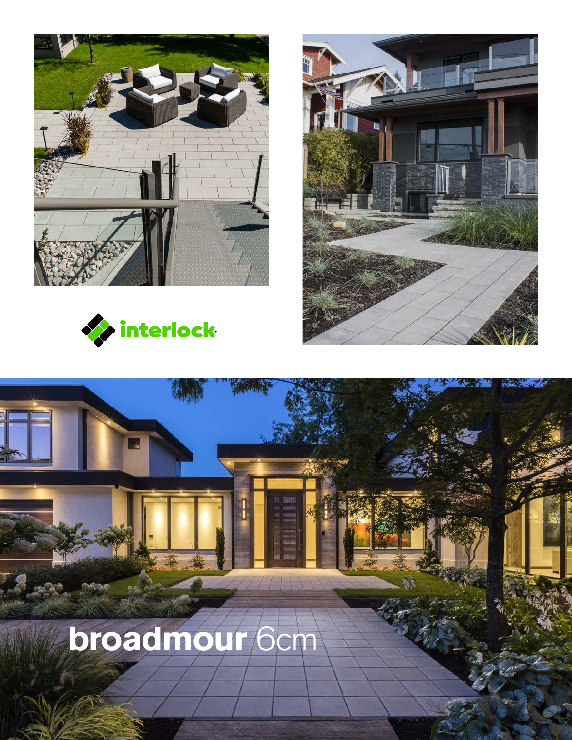interlock™

# **broadmour** 6cm